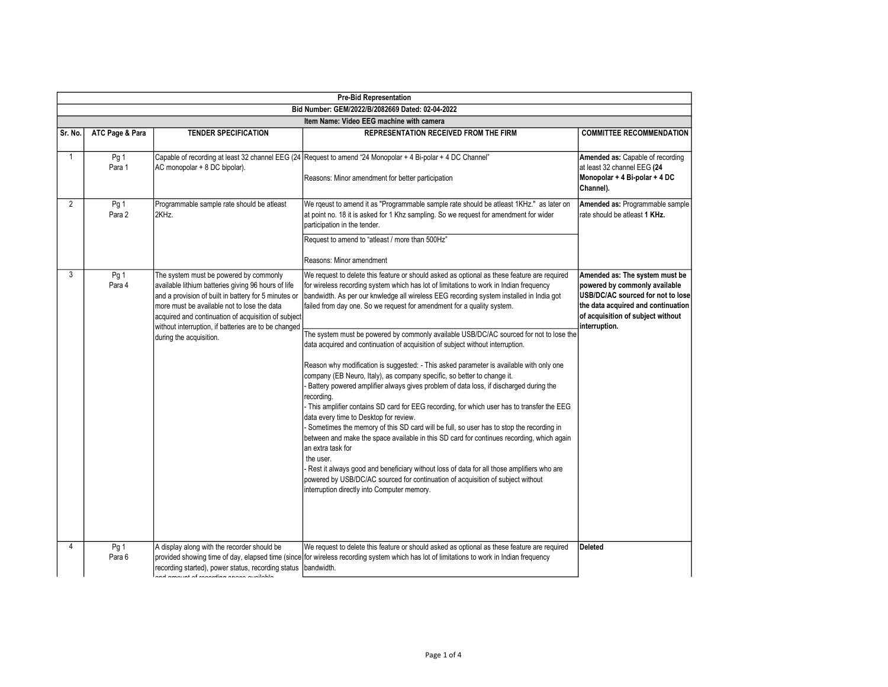| Pre-Bid Representation | | | | |
|---|---|---|---|---|
| **Bid Number: GEM/2022/B/2082669 Dated: 02-04-2022** | | | | |
| **Item Name: Video EEG machine with camera** | | | | |
| **Sr. No.** | **ATC Page & Para** | **TENDER SPECIFICATION** | **REPRESENTATION RECEIVED FROM THE FIRM** | **COMMITTEE RECOMMENDATION** |
| 1 | Pg 1 Para 1 | Capable of recording at least 32 channel EEG (24 AC monopolar + 8 DC bipolar). | Request to amend "24 Monopolar + 4 Bi-polar + 4 DC Channel"<br><br>Reasons: Minor amendment for better participation | **Amended as:** Capable of recording at least 32 channel EEG **(24 Monopolar + 4 Bi-polar + 4 DC Channel).** |
| 2 | Pg 1 Para 2 | Programmable sample rate should be atleast 2KHz. | We rqeust to amend it as "Programmable sample rate should be atleast 1KHz." as later on at point no. 18 it is asked for 1 Khz sampling. So we request for amendment for wider participation in the tender.<br><br>Request to amend to "atleast / more than 500Hz"<br><br>Reasons: Minor amendment | **Amended as:** Programmable sample rate should be atleast **1 KHz.** |
| 3 | Pg 1 Para 4 | The system must be powered by commonly available lithium batteries giving 96 hours of life and a provision of built in battery for 5 minutes or more must be available not to lose the data acquired and continuation of acquisition of subject without interruption, if batteries are to be changed during the acquisition. | We request to delete this feature or should asked as optional as these feature are required for wireless recording system which has lot of limitations to work in Indian frequency bandwidth. As per our knwledge all wireless EEG recording system installed in India got failed from day one. So we request for amendment for a quality system.<br><br>The system must be powered by commonly available USB/DC/AC sourced for not to lose the data acquired and continuation of acquisition of subject without interruption.<br><br>Reason why modification is suggested: - This asked parameter is available with only one company (EB Neuro, Italy), as company specific, so better to change it.<br>- Battery powered amplifier always gives problem of data loss, if discharged during the recording.<br>- This amplifier contains SD card for EEG recording, for which user has to transfer the EEG data every time to Desktop for review.<br>- Sometimes the memory of this SD card will be full, so user has to stop the recording in between and make the space available in this SD card for continues recording, which again an extra task for the user.<br>- Rest it always good and beneficiary without loss of data for all those amplifiers who are powered by USB/DC/AC sourced for continuation of acquisition of subject without interruption directly into Computer memory. | **Amended as: The system must be powered by commonly available USB/DC/AC sourced for not to lose the data acquired and continuation of acquisition of subject without interruption.** |
| 4 | Pg 1 Para 6 | A display along with the recorder should be provided showing time of day, elapsed time (since recording started), power status, recording status and amount of recording space available | We request to delete this feature or should asked as optional as these feature are required for wireless recording system which has lot of limitations to work in Indian frequency bandwidth. | **Deleted** |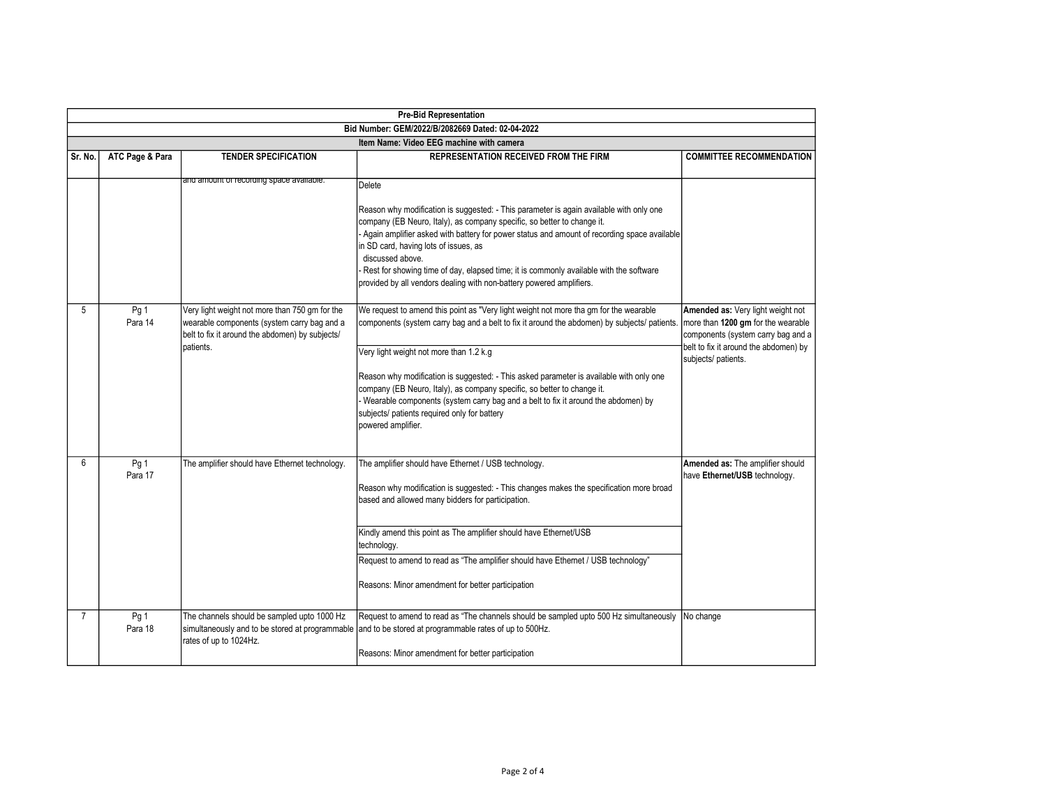| Pre-Bid Representation | | | | |
|---|---|---|---|---|
| Bid Number: GEM/2022/B/2082669 Dated: 02-04-2022 | | | | |
| Item Name: Video EEG machine with camera | | | | |
| **Sr. No.** | **ATC Page & Para** | **TENDER SPECIFICATION** | **REPRESENTATION RECEIVED FROM THE FIRM** | **COMMITTEE RECOMMENDATION** |
| | | and amount of recording space available. | Delete<br><br>Reason why modification is suggested: - This parameter is again available with only one company (EB Neuro, Italy), as company specific, so better to change it.<br>- Again amplifier asked with battery for power status and amount of recording space available in SD card, having lots of issues, as discussed above.<br>- Rest for showing time of day, elapsed time; it is commonly available with the software provided by all vendors dealing with non-battery powered amplifiers. | |
| 5 | Pg 1<br>Para 14 | Very light weight not more than 750 gm for the wearable components (system carry bag and a belt to fix it around the abdomen) by subjects/ patients. | We request to amend this point as "Very light weight not more tha gm for the wearable components (system carry bag and a belt to fix it around the abdomen) by subjects/ patients.<br><br>Very light weight not more than 1.2 k.g<br><br>Reason why modification is suggested: - This asked parameter is available with only one company (EB Neuro, Italy), as company specific, so better to change it.<br>- Wearable components (system carry bag and a belt to fix it around the abdomen) by subjects/ patients required only for battery powered amplifier. | **Amended as:** Very light weight not more than **1200 gm** for the wearable components (system carry bag and a belt to fix it around the abdomen) by subjects/ patients. |
| 6 | Pg 1<br>Para 17 | The amplifier should have Ethernet technology. | The amplifier should have Ethernet / USB technology.<br><br>Reason why modification is suggested: - This changes makes the specification more broad based and allowed many bidders for participation.<br><br>Kindly amend this point as The amplifier should have Ethernet/USB technology.<br><br>Request to amend to read as "The amplifier should have Ethernet / USB technology"<br><br>Reasons: Minor amendment for better participation | **Amended as:** The amplifier should have **Ethernet/USB** technology. |
| 7 | Pg 1<br>Para 18 | The channels should be sampled upto 1000 Hz simultaneously and to be stored at programmable rates of up to 1024Hz. | Request to amend to read as "The channels should be sampled upto 500 Hz simultaneously and to be stored at programmable rates of up to 500Hz.<br><br>Reasons: Minor amendment for better participation | No change |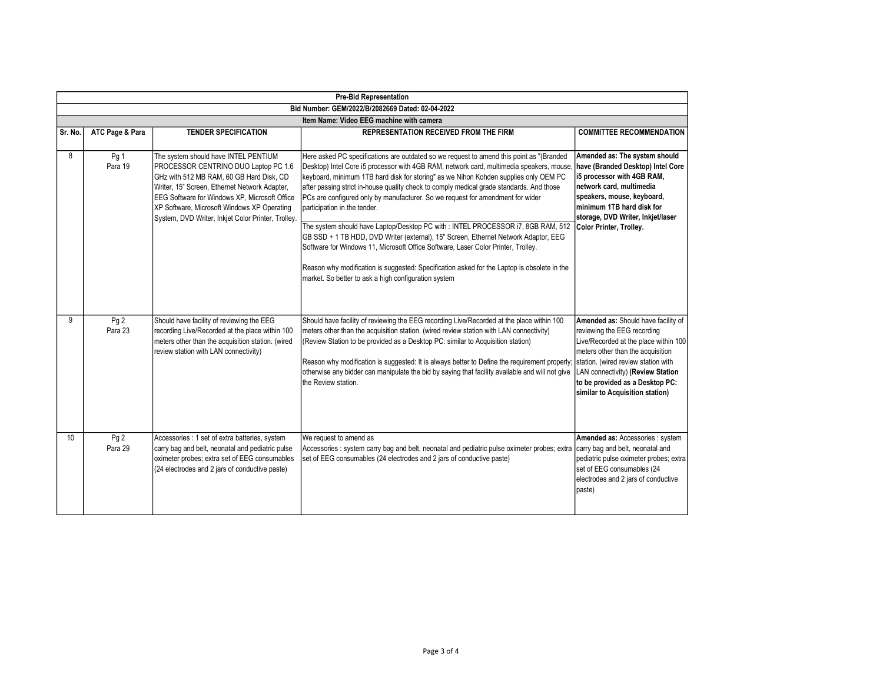| Pre-Bid Representation | | | | |
|---|---|---|---|---|
| Bid Number: GEM/2022/B/2082669 Dated: 02-04-2022 | | | | |
| Item Name: Video EEG machine with camera | | | | |
| **Sr. No.** | **ATC Page & Para** | **TENDER SPECIFICATION** | **REPRESENTATION RECEIVED FROM THE FIRM** | **COMMITTEE RECOMMENDATION** |
| 8 | Pg 1 Para 19 | The system should have INTEL PENTIUM PROCESSOR CENTRINO DUO Laptop PC 1.6 GHz with 512 MB RAM, 60 GB Hard Disk, CD Writer, 15" Screen, Ethernet Network Adapter, EEG Software for Windows XP, Microsoft Office XP Software, Microsoft Windows XP Operating System, DVD Writer, Inkjet Color Printer, Trolley. | Here asked PC specifications are outdated so we request to amend this point as "(Branded Desktop) Intel Core i5 processor with 4GB RAM, network card, multimedia speakers, mouse, keyboard, minimum 1TB hard disk for storing" as we Nihon Kohden supplies only OEM PC after passing strict in-house quality check to comply medical grade standards. And those PCs are configured only by manufacturer. So we request for amendment for wider participation in the tender.<br><br>The system should have Laptop/Desktop PC with : INTEL PROCESSOR i7, 8GB RAM, 512 GB SSD + 1 TB HDD, DVD Writer (external), 15" Screen, Ethernet Network Adaptor, EEG Software for Windows 11, Microsoft Office Software, Laser Color Printer, Trolley.<br><br>Reason why modification is suggested: Specification asked for the Laptop is obsolete in the market. So better to ask a high configuration system | **Amended as: The system should have (Branded Desktop) Intel Core i5 processor with 4GB RAM, network card, multimedia speakers, mouse, keyboard, minimum 1TB hard disk for storage, DVD Writer, Inkjet/laser Color Printer, Trolley.** |
| 9 | Pg 2 Para 23 | Should have facility of reviewing the EEG recording Live/Recorded at the place within 100 meters other than the acquisition station. (wired review station with LAN connectivity) | Should have facility of reviewing the EEG recording Live/Recorded at the place within 100 meters other than the acquisition station. (wired review station with LAN connectivity) (Review Station to be provided as a Desktop PC: similar to Acquisition station)<br><br>Reason why modification is suggested: It is always better to Define the requirement properly; otherwise any bidder can manipulate the bid by saying that facility available and will not give the Review station. | **Amended as:** Should have facility of reviewing the EEG recording Live/Recorded at the place within 100 meters other than the acquisition station. (wired review station with LAN connectivity) **(Review Station to be provided as a Desktop PC: similar to Acquisition station)** |
| 10 | Pg 2 Para 29 | Accessories : 1 set of extra batteries, system carry bag and belt, neonatal and pediatric pulse oximeter probes; extra set of EEG consumables (24 electrodes and 2 jars of conductive paste) | We request to amend as<br>Accessories : system carry bag and belt, neonatal and pediatric pulse oximeter probes; extra set of EEG consumables (24 electrodes and 2 jars of conductive paste) | **Amended as:** Accessories : system carry bag and belt, neonatal and pediatric pulse oximeter probes; extra set of EEG consumables (24 electrodes and 2 jars of conductive paste) |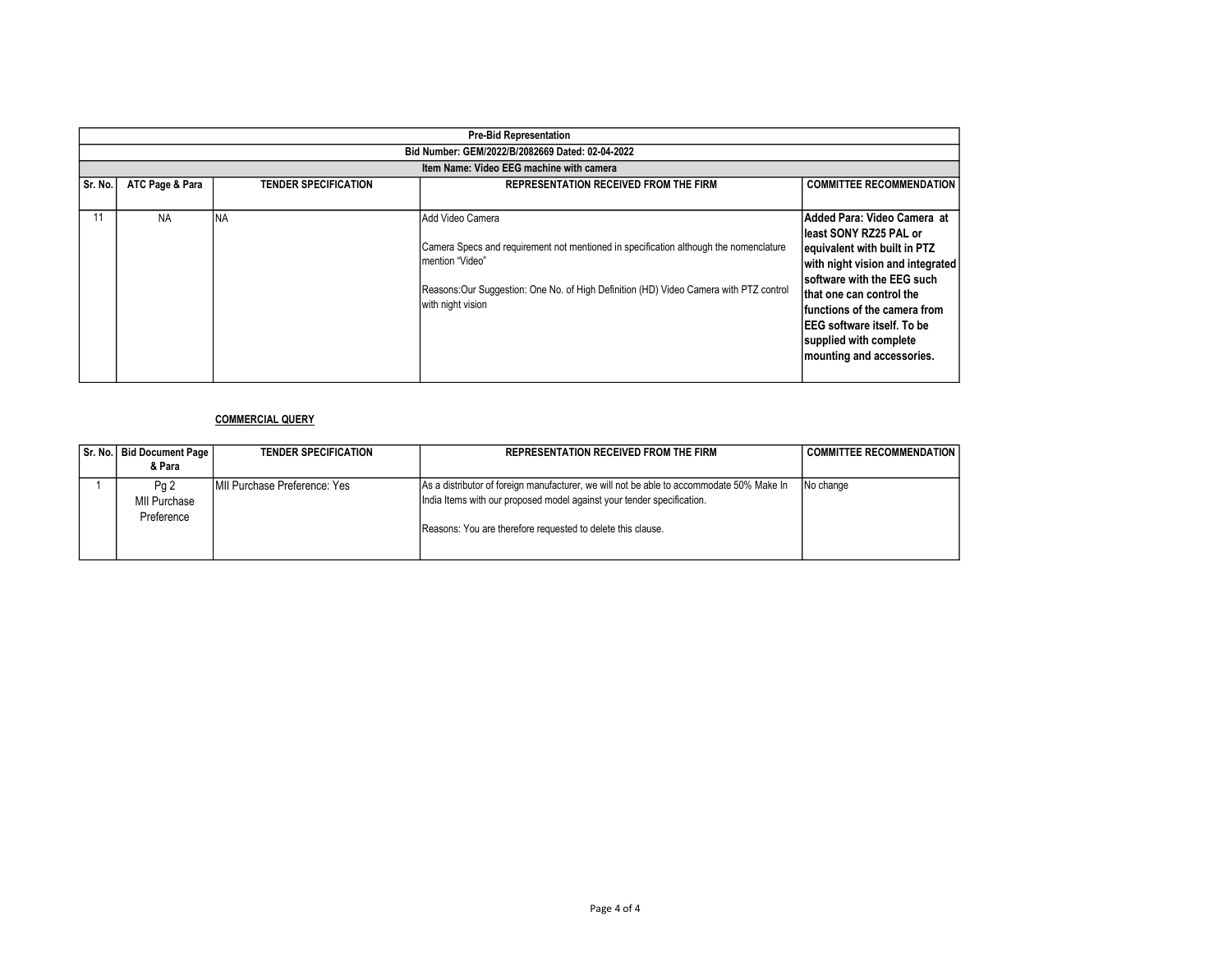| Pre-Bid Representation | | | | |
|---|---|---|---|---|
| Bid Number: GEM/2022/B/2082669 Dated: 02-04-2022 | | | | |
| Item Name: Video EEG machine with camera | | | | |
| **Sr. No.** | **ATC Page & Para** | **TENDER SPECIFICATION** | **REPRESENTATION RECEIVED FROM THE FIRM** | **COMMITTEE RECOMMENDATION** |
| 11 | NA | NA | Add Video Camera<br><br>Camera Specs and requirement not mentioned in specification although the nomenclature mention "Video"<br><br>Reasons:Our Suggestion: One No. of High Definition (HD) Video Camera with PTZ control with night vision | **Added Para: Video Camera at least SONY RZ25 PAL or equivalent with built in PTZ with night vision and integrated software with the EEG such that one can control the functions of the camera from EEG software itself. To be supplied with complete mounting and accessories.** |

**COMMERCIAL QUERY**

| Sr. No. | Bid Document Page & Para | TENDER SPECIFICATION | REPRESENTATION RECEIVED FROM THE FIRM | COMMITTEE RECOMMENDATION |
|---|---|---|---|---|
| 1 | Pg 2<br>MII Purchase Preference | MII Purchase Preference: Yes | As a distributor of foreign manufacturer, we will not be able to accommodate 50% Make In India Items with our proposed model against your tender specification.<br><br>Reasons: You are therefore requested to delete this clause. | No change |